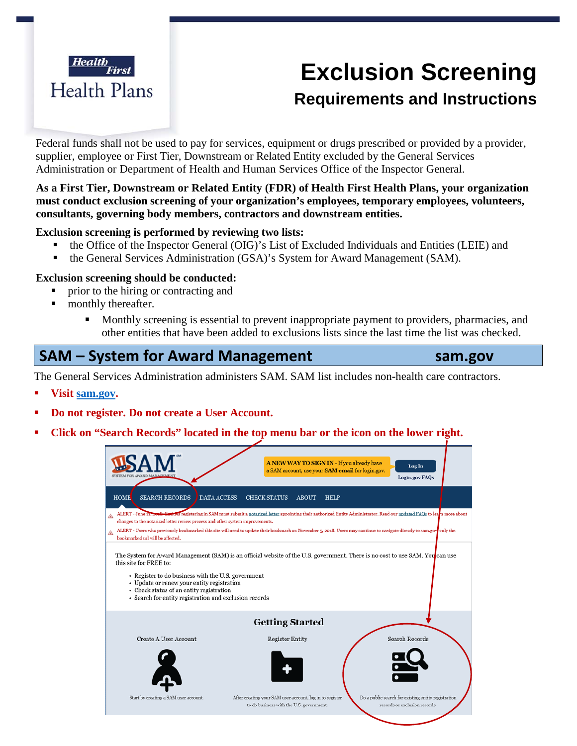Health First Health Plans

# Exclusion Screening

## Requirements and Instructions

Federal funds shall not be used to pay for services, equipment or drugs prescribed or provided by a provider, supplier, employee or First Tier, Downstream or Related Entity excluded by the General Services Administration or Department of Health and Human Services Office of the Inspector General.

**As a First Tier, Downstream or Related Entity (FDR) of Health First Health Plans, your organization must conduct exclusion screening of your organization's employees, temporary employees, volunteers, consultants, governing body members, contractors and downstream entities.**

**Exclusion screening is performed by reviewing two lists:**

- the Office of the Inspector General (OIG)'s List of Excluded Individuals and Entities (LEIE) and
- the General Services Administration (GSA)'s System for Award Management (SAM).

**Exclusion screening should be conducted:**

- prior to the hiring or contracting and
- monthly thereafter.
  - Monthly screening is essential to prevent inappropriate payment to providers, pharmacies, and other entities that have been added to exclusions lists since the last time the list was checked.

## SAM – System for Award Management — sam.gov

The General Services Administration administers SAM. SAM list includes non-health care contractors.

- **Visit [sam.gov](sam.gov).**
- **Do not register. Do not create a User Account.**
- **Click on "Search Records" located in the top menu bar or the icon on the lower right.**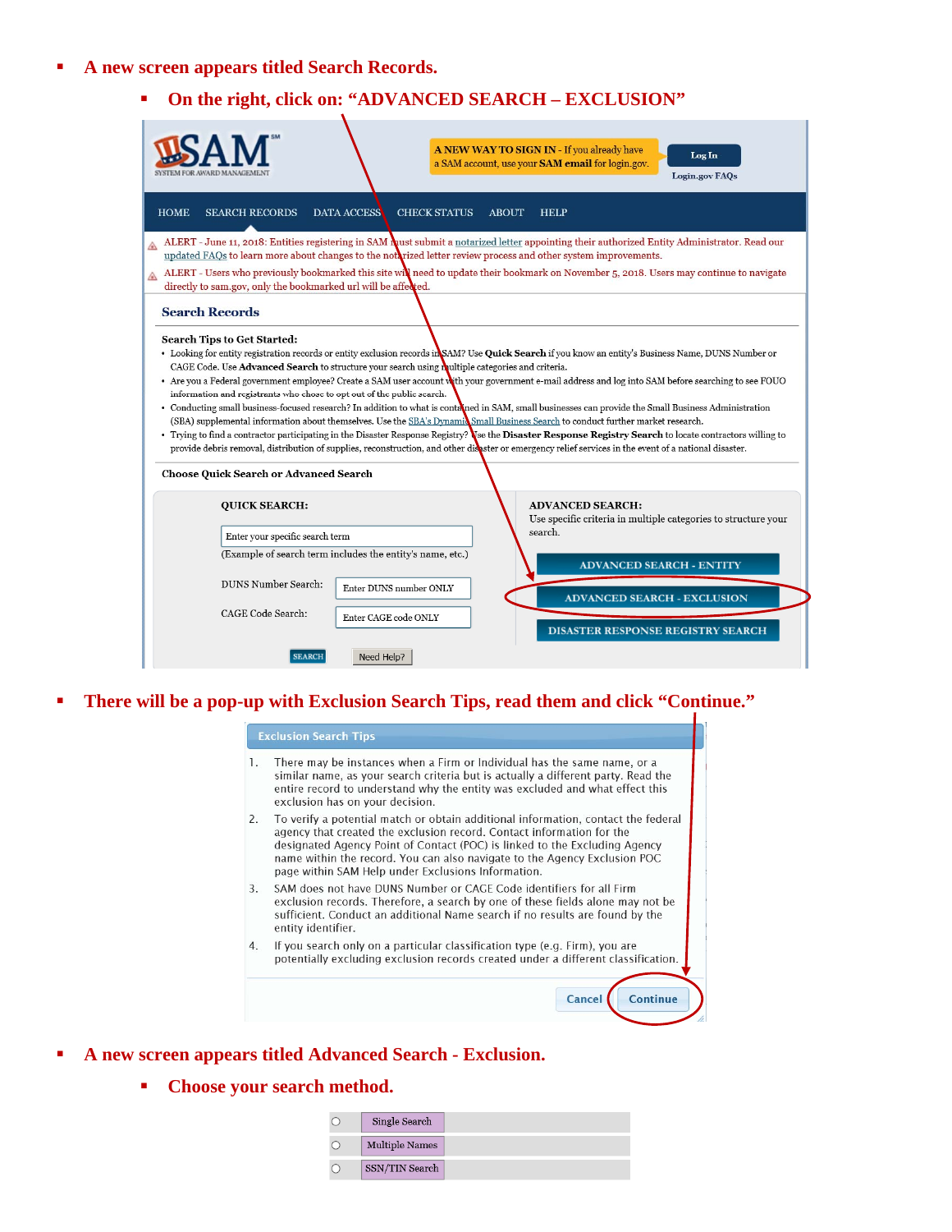- **A new screen appears titled Search Records.**
  - **On the right, click on: "ADVANCED SEARCH – EXCLUSION"**

SAM SYSTEM FOR AWARD MANAGEMENT

A NEW WAY TO SIGN IN - If you already have a SAM account, use your SAM email for login.gov.

Log In

Login.gov FAQs

HOME SEARCH RECORDS DATA ACCESS CHECK STATUS ABOUT HELP

ALERT - June 11, 2018: Entities registering in SAM must submit a notarized letter appointing their authorized Entity Administrator. Read our updated FAQs to learn more about changes to the notarized letter review process and other system improvements.

ALERT - Users who previously bookmarked this site will need to update their bookmark on November 5, 2018. Users may continue to navigate directly to sam.gov, only the bookmarked url will be affected.

**Search Records**

**Search Tips to Get Started:**

- Looking for entity registration records or entity exclusion records in SAM? Use **Quick Search** if you know an entity's Business Name, DUNS Number or CAGE Code. Use **Advanced Search** to structure your search using multiple categories and criteria.
- Are you a Federal government employee? Create a SAM user account with your government e-mail address and log into SAM before searching to see FOUO information and registrants who chose to opt out of the public search.
- Conducting small business-focused research? In addition to what is contained in SAM, small businesses can provide the Small Business Administration (SBA) supplemental information about themselves. Use the SBA's Dynamic Small Business Search to conduct further market research.
- Trying to find a contractor participating in the Disaster Response Registry? Use the **Disaster Response Registry Search** to locate contractors willing to provide debris removal, distribution of supplies, reconstruction, and other disaster or emergency relief services in the event of a national disaster.

**Choose Quick Search or Advanced Search**

**QUICK SEARCH:**

Enter your specific search term

(Example of search term includes the entity's name, etc.)

DUNS Number Search: Enter DUNS number ONLY

CAGE Code Search: Enter CAGE code ONLY

SEARCH Need Help?

**ADVANCED SEARCH:**

Use specific criteria in multiple categories to structure your search.

ADVANCED SEARCH - ENTITY

ADVANCED SEARCH - EXCLUSION

DISASTER RESPONSE REGISTRY SEARCH

- **There will be a pop-up with Exclusion Search Tips, read them and click "Continue."**

**Exclusion Search Tips**

1. There may be instances when a Firm or Individual has the same name, or a similar name, as your search criteria but is actually a different party. Read the entire record to understand why the entity was excluded and what effect this exclusion has on your decision.
2. To verify a potential match or obtain additional information, contact the federal agency that created the exclusion record. Contact information for the designated Agency Point of Contact (POC) is linked to the Excluding Agency name within the record. You can also navigate to the Agency Exclusion POC page within SAM Help under Exclusions Information.
3. SAM does not have DUNS Number or CAGE Code identifiers for all Firm exclusion records. Therefore, a search by one of these fields alone may not be sufficient. Conduct an additional Name search if no results are found by the entity identifier.
4. If you search only on a particular classification type (e.g. Firm), you are potentially excluding exclusion records created under a different classification.

Cancel Continue

- **A new screen appears titled Advanced Search - Exclusion.**
  - **Choose your search method.**

○ Single Search

○ Multiple Names

○ SSN/TIN Search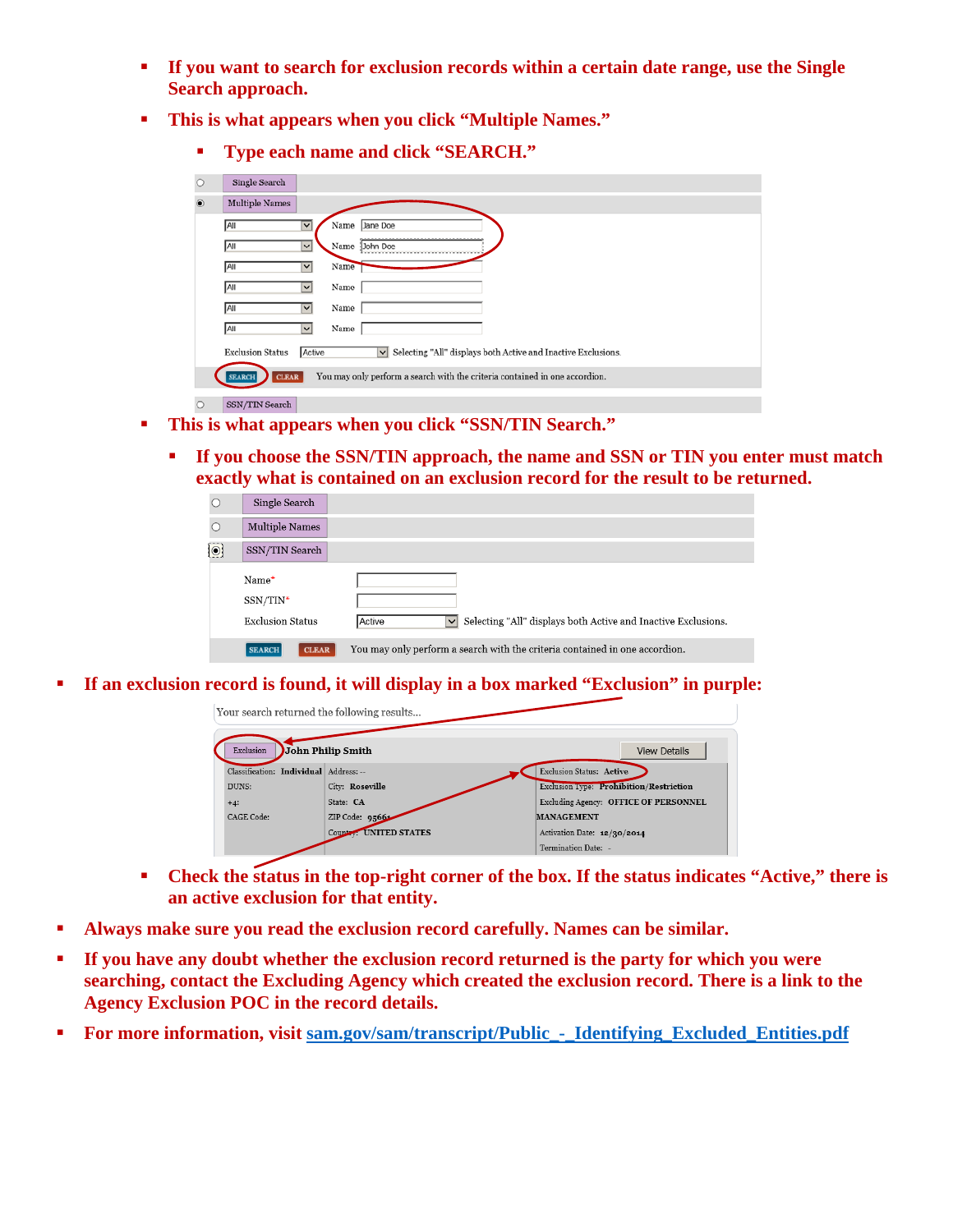- **If you want to search for exclusion records within a certain date range, use the Single Search approach.**
- **This is what appears when you click "Multiple Names."**
  - **Type each name and click "SEARCH."**

- **This is what appears when you click "SSN/TIN Search."**
  - **If you choose the SSN/TIN approach, the name and SSN or TIN you enter must match exactly what is contained on an exclusion record for the result to be returned.**

- **If an exclusion record is found, it will display in a box marked "Exclusion" in purple:**
  - **Check the status in the top-right corner of the box. If the status indicates "Active," there is an active exclusion for that entity.**
- **Always make sure you read the exclusion record carefully. Names can be similar.**
- **If you have any doubt whether the exclusion record returned is the party for which you were searching, contact the Excluding Agency which created the exclusion record. There is a link to the Agency Exclusion POC in the record details.**
- **For more information, visit [sam.gov/sam/transcript/Public_-_Identifying_Excluded_Entities.pdf](sam.gov/sam/transcript/Public_-_Identifying_Excluded_Entities.pdf)**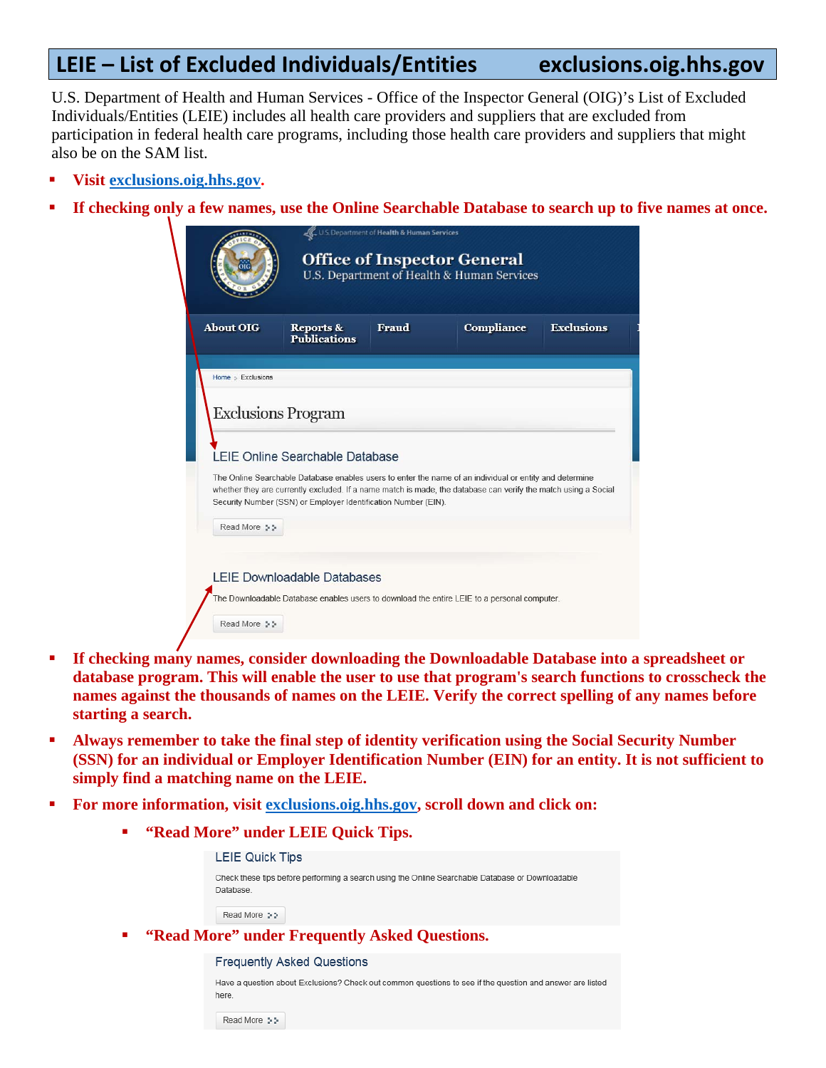# LEIE – List of Excluded Individuals/Entities exclusions.oig.hhs.gov

U.S. Department of Health and Human Services - Office of the Inspector General (OIG)'s List of Excluded Individuals/Entities (LEIE) includes all health care providers and suppliers that are excluded from participation in federal health care programs, including those health care providers and suppliers that might also be on the SAM list.

- **Visit exclusions.oig.hhs.gov.**
- **If checking only a few names, use the Online Searchable Database to search up to five names at once.**

U.S. Department of Health & Human Services

Office of Inspector General
U.S. Department of Health & Human Services

About OIG | Reports & Publications | Fraud | Compliance | Exclusions

Home > Exclusions

Exclusions Program

LEIE Online Searchable Database

The Online Searchable Database enables users to enter the name of an individual or entity and determine whether they are currently excluded. If a name match is made, the database can verify the match using a Social Security Number (SSN) or Employer Identification Number (EIN).

Read More

LEIE Downloadable Databases

The Downloadable Database enables users to download the entire LEIE to a personal computer.

Read More

- **If checking many names, consider downloading the Downloadable Database into a spreadsheet or database program. This will enable the user to use that program's search functions to crosscheck the names against the thousands of names on the LEIE. Verify the correct spelling of any names before starting a search.**
- **Always remember to take the final step of identity verification using the Social Security Number (SSN) for an individual or Employer Identification Number (EIN) for an entity. It is not sufficient to simply find a matching name on the LEIE.**
- **For more information, visit exclusions.oig.hhs.gov, scroll down and click on:**
  - **"Read More" under LEIE Quick Tips.**

    LEIE Quick Tips

    Check these tips before performing a search using the Online Searchable Database or Downloadable Database.

    Read More

  - **"Read More" under Frequently Asked Questions.**

    Frequently Asked Questions

    Have a question about Exclusions? Check out common questions to see if the question and answer are listed here.

    Read More